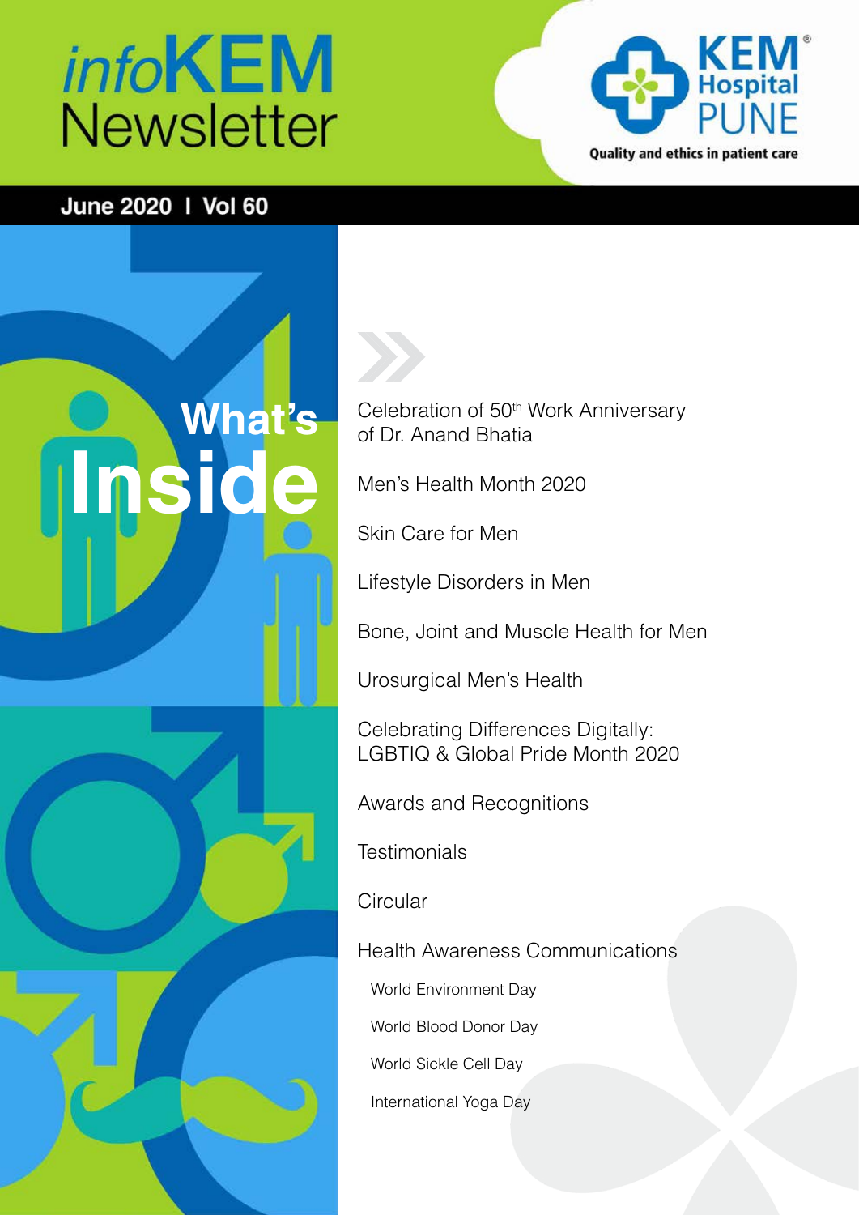# *info*KEM Newsletter

**KEM Hospital PUNE**
Quality and ethics in patient care

**June 2020 | Vol 60**

## What's Inside

- Celebration of 50th Work Anniversary of Dr. Anand Bhatia
- Men's Health Month 2020
- Skin Care for Men
- Lifestyle Disorders in Men
- Bone, Joint and Muscle Health for Men
- Urosurgical Men's Health
- Celebrating Differences Digitally: LGBTIQ & Global Pride Month 2020
- Awards and Recognitions
- Testimonials
- Circular
- Health Awareness Communications
  - World Environment Day
  - World Blood Donor Day
  - World Sickle Cell Day
  - International Yoga Day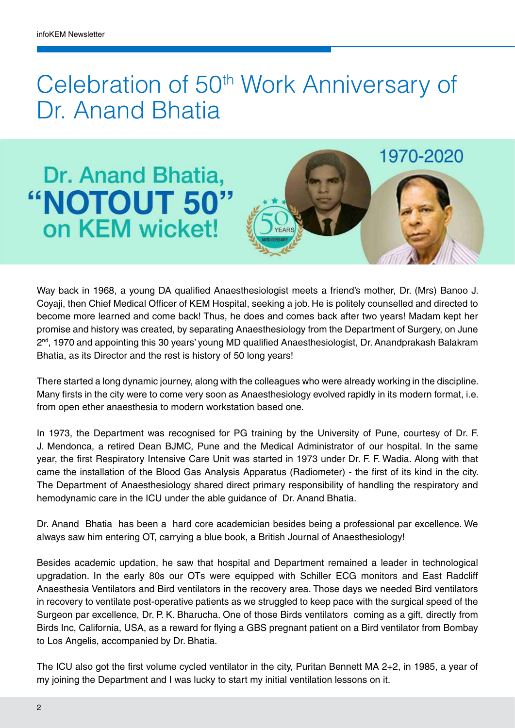# Celebration of 50th Work Anniversary of Dr. Anand Bhatia

Dr. Anand Bhatia, "NOTOUT 50" on KEM wicket!

1970-2020

Way back in 1968, a young DA qualified Anaesthesiologist meets a friend's mother, Dr. (Mrs) Banoo J. Coyaji, then Chief Medical Officer of KEM Hospital, seeking a job. He is politely counselled and directed to become more learned and come back! Thus, he does and comes back after two years! Madam kept her promise and history was created, by separating Anaesthesiology from the Department of Surgery, on June 2nd, 1970 and appointing this 30 years' young MD qualified Anaesthesiologist, Dr. Anandprakash Balakram Bhatia, as its Director and the rest is history of 50 long years!

There started a long dynamic journey, along with the colleagues who were already working in the discipline. Many firsts in the city were to come very soon as Anaesthesiology evolved rapidly in its modern format, i.e. from open ether anaesthesia to modern workstation based one.

In 1973, the Department was recognised for PG training by the University of Pune, courtesy of Dr. F. J. Mendonca, a retired Dean BJMC, Pune and the Medical Administrator of our hospital. In the same year, the first Respiratory Intensive Care Unit was started in 1973 under Dr. F. F. Wadia. Along with that came the installation of the Blood Gas Analysis Apparatus (Radiometer) - the first of its kind in the city. The Department of Anaesthesiology shared direct primary responsibility of handling the respiratory and hemodynamic care in the ICU under the able guidance of Dr. Anand Bhatia.

Dr. Anand Bhatia has been a hard core academician besides being a professional par excellence. We always saw him entering OT, carrying a blue book, a British Journal of Anaesthesiology!

Besides academic updation, he saw that hospital and Department remained a leader in technological upgradation. In the early 80s our OTs were equipped with Schiller ECG monitors and East Radcliff Anaesthesia Ventilators and Bird ventilators in the recovery area. Those days we needed Bird ventilators in recovery to ventilate post-operative patients as we struggled to keep pace with the surgical speed of the Surgeon par excellence, Dr. P. K. Bharucha. One of those Birds ventilators coming as a gift, directly from Birds Inc, California, USA, as a reward for flying a GBS pregnant patient on a Bird ventilator from Bombay to Los Angelis, accompanied by Dr. Bhatia.

The ICU also got the first volume cycled ventilator in the city, Puritan Bennett MA 2+2, in 1985, a year of my joining the Department and I was lucky to start my initial ventilation lessons on it.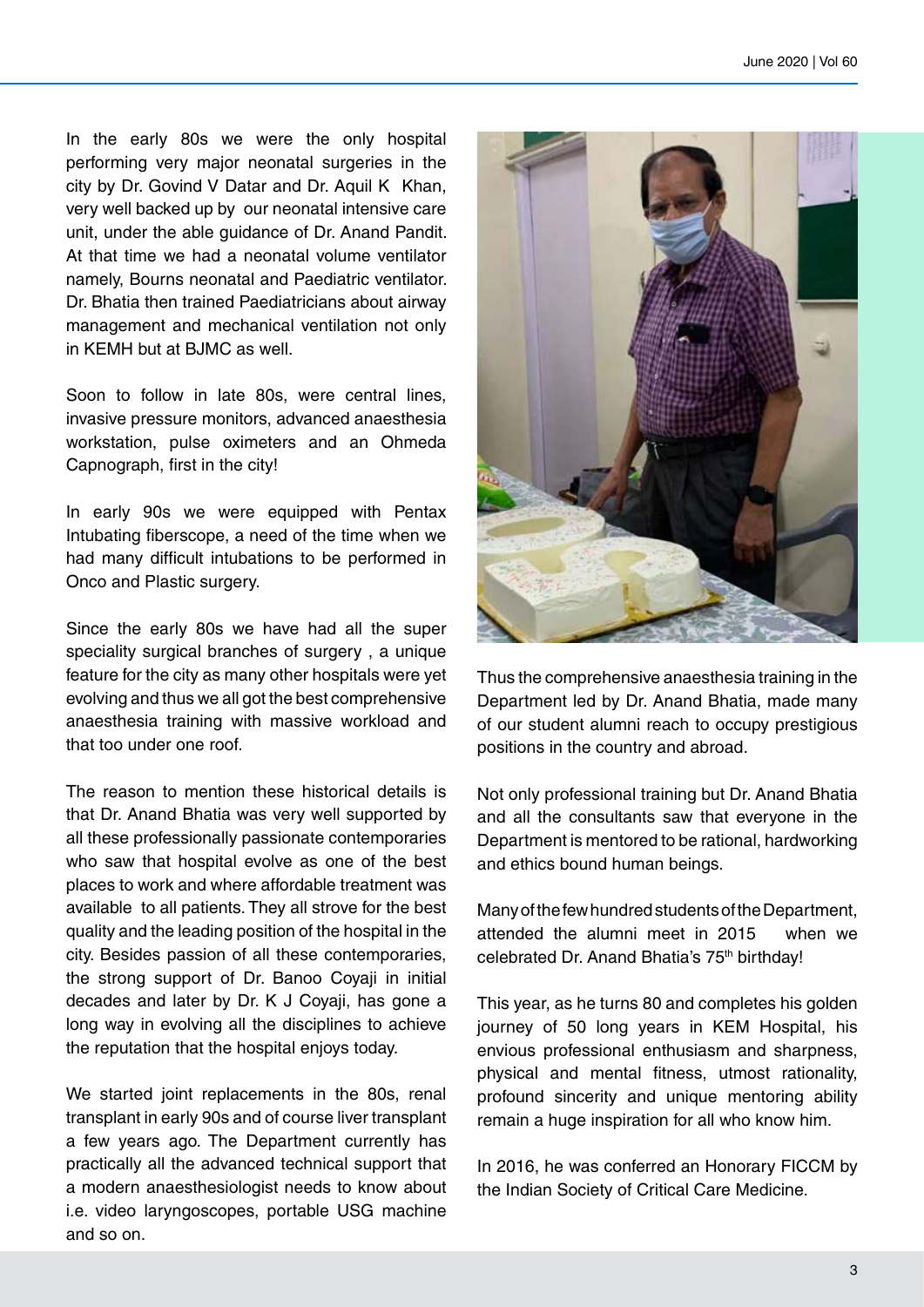In the early 80s we were the only hospital performing very major neonatal surgeries in the city by Dr. Govind V Datar and Dr. Aquil K Khan, very well backed up by our neonatal intensive care unit, under the able guidance of Dr. Anand Pandit. At that time we had a neonatal volume ventilator namely, Bourns neonatal and Paediatric ventilator. Dr. Bhatia then trained Paediatricians about airway management and mechanical ventilation not only in KEMH but at BJMC as well.

Soon to follow in late 80s, were central lines, invasive pressure monitors, advanced anaesthesia workstation, pulse oximeters and an Ohmeda Capnograph, first in the city!

In early 90s we were equipped with Pentax Intubating fiberscope, a need of the time when we had many difficult intubations to be performed in Onco and Plastic surgery.

Since the early 80s we have had all the super speciality surgical branches of surgery , a unique feature for the city as many other hospitals were yet evolving and thus we all got the best comprehensive anaesthesia training with massive workload and that too under one roof.

The reason to mention these historical details is that Dr. Anand Bhatia was very well supported by all these professionally passionate contemporaries who saw that hospital evolve as one of the best places to work and where affordable treatment was available to all patients. They all strove for the best quality and the leading position of the hospital in the city. Besides passion of all these contemporaries, the strong support of Dr. Banoo Coyaji in initial decades and later by Dr. K J Coyaji, has gone a long way in evolving all the disciplines to achieve the reputation that the hospital enjoys today.

We started joint replacements in the 80s, renal transplant in early 90s and of course liver transplant a few years ago. The Department currently has practically all the advanced technical support that a modern anaesthesiologist needs to know about i.e. video laryngoscopes, portable USG machine and so on.

Thus the comprehensive anaesthesia training in the Department led by Dr. Anand Bhatia, made many of our student alumni reach to occupy prestigious positions in the country and abroad.

Not only professional training but Dr. Anand Bhatia and all the consultants saw that everyone in the Department is mentored to be rational, hardworking and ethics bound human beings.

Many of the few hundred students of the Department, attended the alumni meet in 2015 when we celebrated Dr. Anand Bhatia's 75th birthday!

This year, as he turns 80 and completes his golden journey of 50 long years in KEM Hospital, his envious professional enthusiasm and sharpness, physical and mental fitness, utmost rationality, profound sincerity and unique mentoring ability remain a huge inspiration for all who know him.

In 2016, he was conferred an Honorary FICCM by the Indian Society of Critical Care Medicine.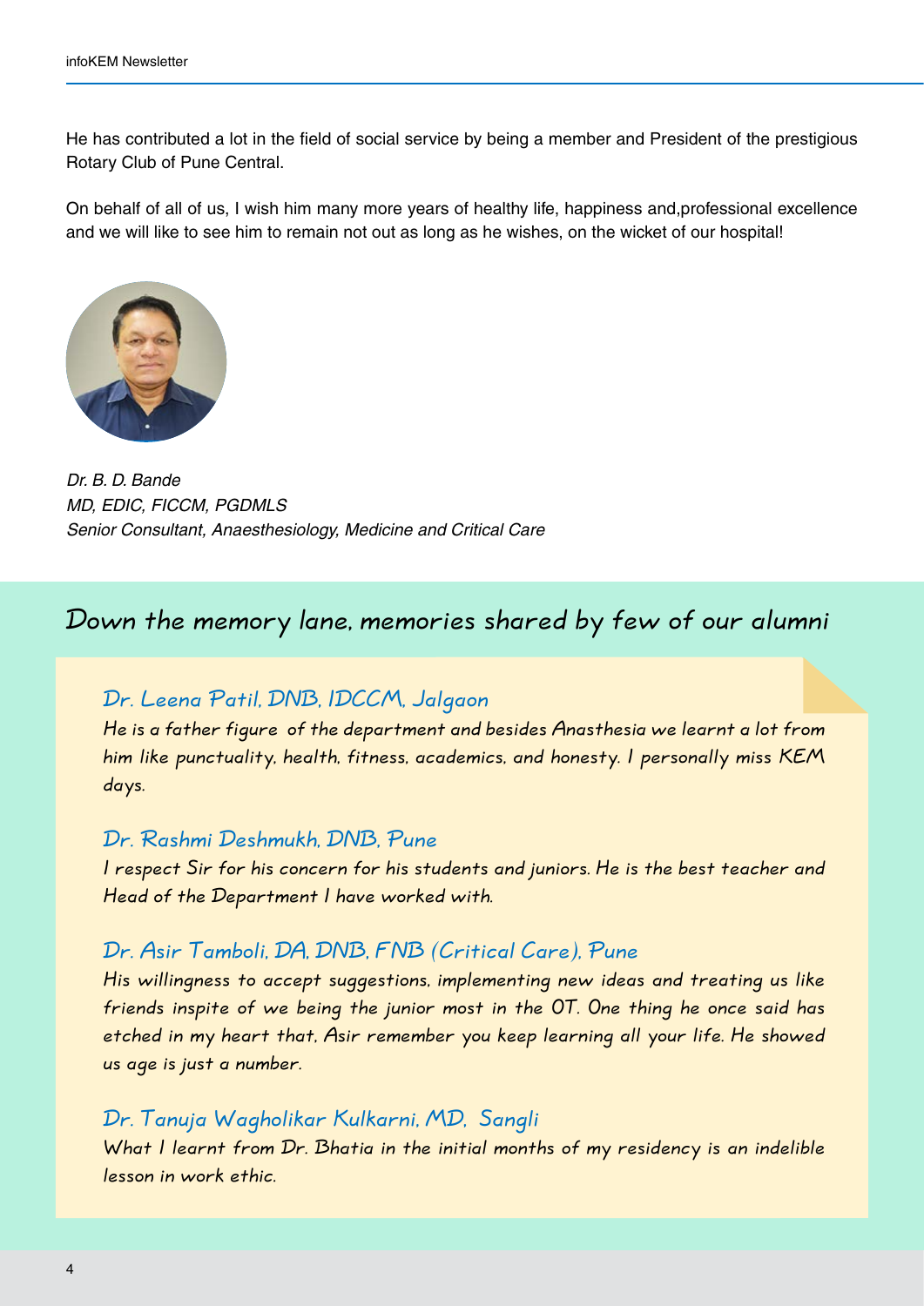He has contributed a lot in the field of social service by being a member and President of the prestigious Rotary Club of Pune Central.

On behalf of all of us, I wish him many more years of healthy life, happiness and,professional excellence and we will like to see him to remain not out as long as he wishes, on the wicket of our hospital!

*Dr. B. D. Bande*
*MD, EDIC, FICCM, PGDMLS*
*Senior Consultant, Anaesthesiology, Medicine and Critical Care*

## Down the memory lane, memories shared by few of our alumni

### Dr. Leena Patil, DNB, IDCCM, Jalgaon

*He is a father figure of the department and besides Anasthesia we learnt a lot from him like punctuality, health, fitness, academics, and honesty. I personally miss KEM days.*

### Dr. Rashmi Deshmukh, DNB, Pune

*I respect Sir for his concern for his students and juniors. He is the best teacher and Head of the Department I have worked with.*

### Dr. Asir Tamboli, DA, DNB, FNB (Critical Care), Pune

*His willingness to accept suggestions, implementing new ideas and treating us like friends inspite of we being the junior most in the OT. One thing he once said has etched in my heart that, Asir remember you keep learning all your life. He showed us age is just a number.*

### Dr. Tanuja Wagholikar Kulkarni, MD, Sangli

*What I learnt from Dr. Bhatia in the initial months of my residency is an indelible lesson in work ethic.*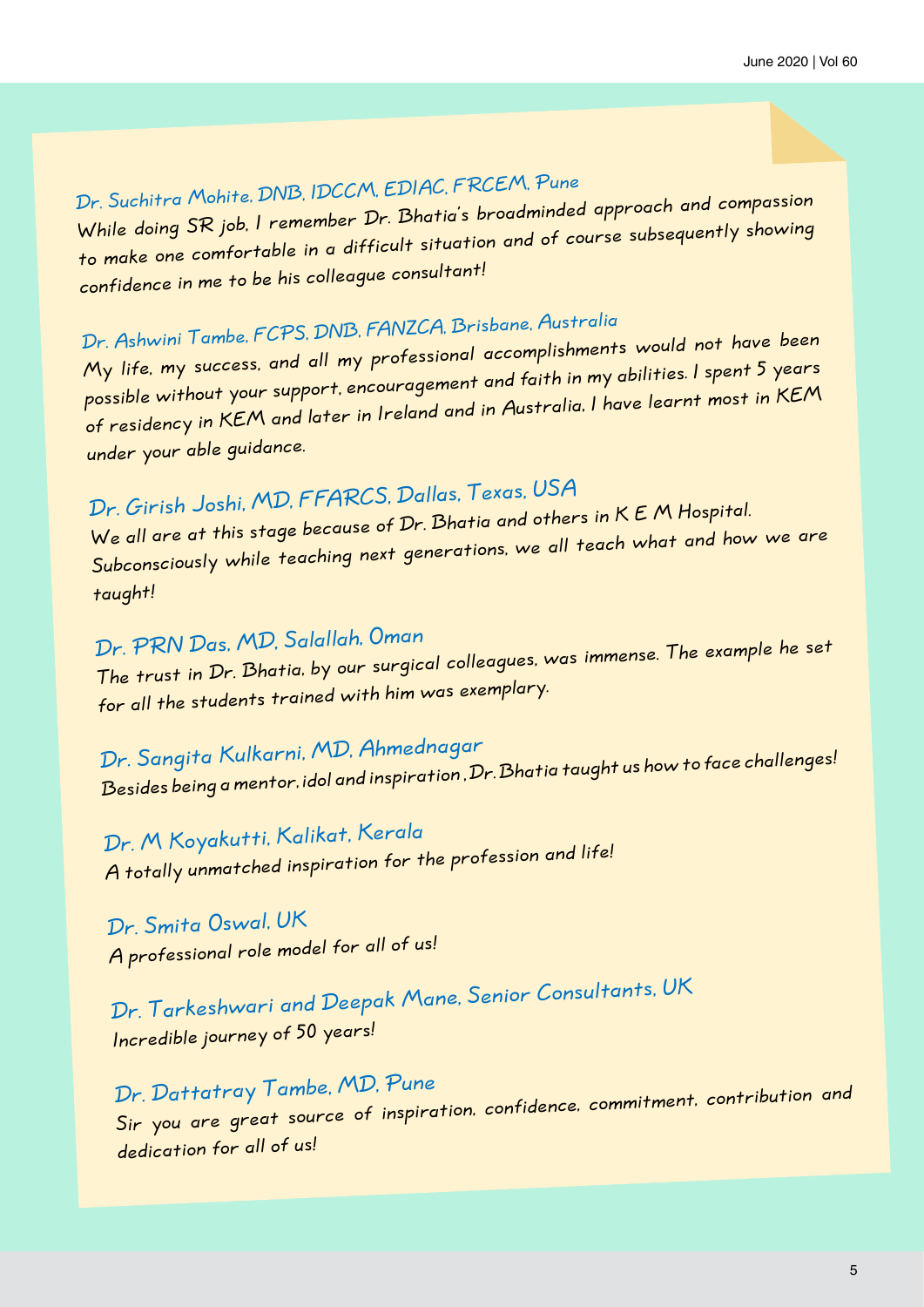### Dr. Suchitra Mohite, DNB, IDCCM, EDIAC, FRCEM, Pune

While doing SR job, I remember Dr. Bhatia's broadminded approach and compassion to make one comfortable in a difficult situation and of course subsequently showing confidence in me to be his colleague consultant!

### Dr. Ashwini Tambe, FCPS, DNB, FANZCA, Brisbane, Australia

My life, my success, and all my professional accomplishments would not have been possible without your support, encouragement and faith in my abilities. I spent 5 years of residency in KEM and later in Ireland and in Australia, I have learnt most in KEM under your able guidance.

### Dr. Girish Joshi, MD, FFARCS, Dallas, Texas, USA

We all are at this stage because of Dr. Bhatia and others in K E M Hospital. Subconsciously while teaching next generations, we all teach what and how we are taught!

### Dr. PRN Das, MD, Salallah, Oman

The trust in Dr. Bhatia, by our surgical colleagues, was immense. The example he set for all the students trained with him was exemplary.

### Dr. Sangita Kulkarni, MD, Ahmednagar

Besides being a mentor, idol and inspiration , Dr. Bhatia taught us how to face challenges!

### Dr. M Koyakutti, Kalikat, Kerala

A totally unmatched inspiration for the profession and life!

### Dr. Smita Oswal, UK

A professional role model for all of us!

### Dr. Tarkeshwari and Deepak Mane, Senior Consultants, UK

Incredible journey of 50 years!

### Dr. Dattatray Tambe, MD, Pune

Sir you are great source of inspiration, confidence, commitment, contribution and dedication for all of us!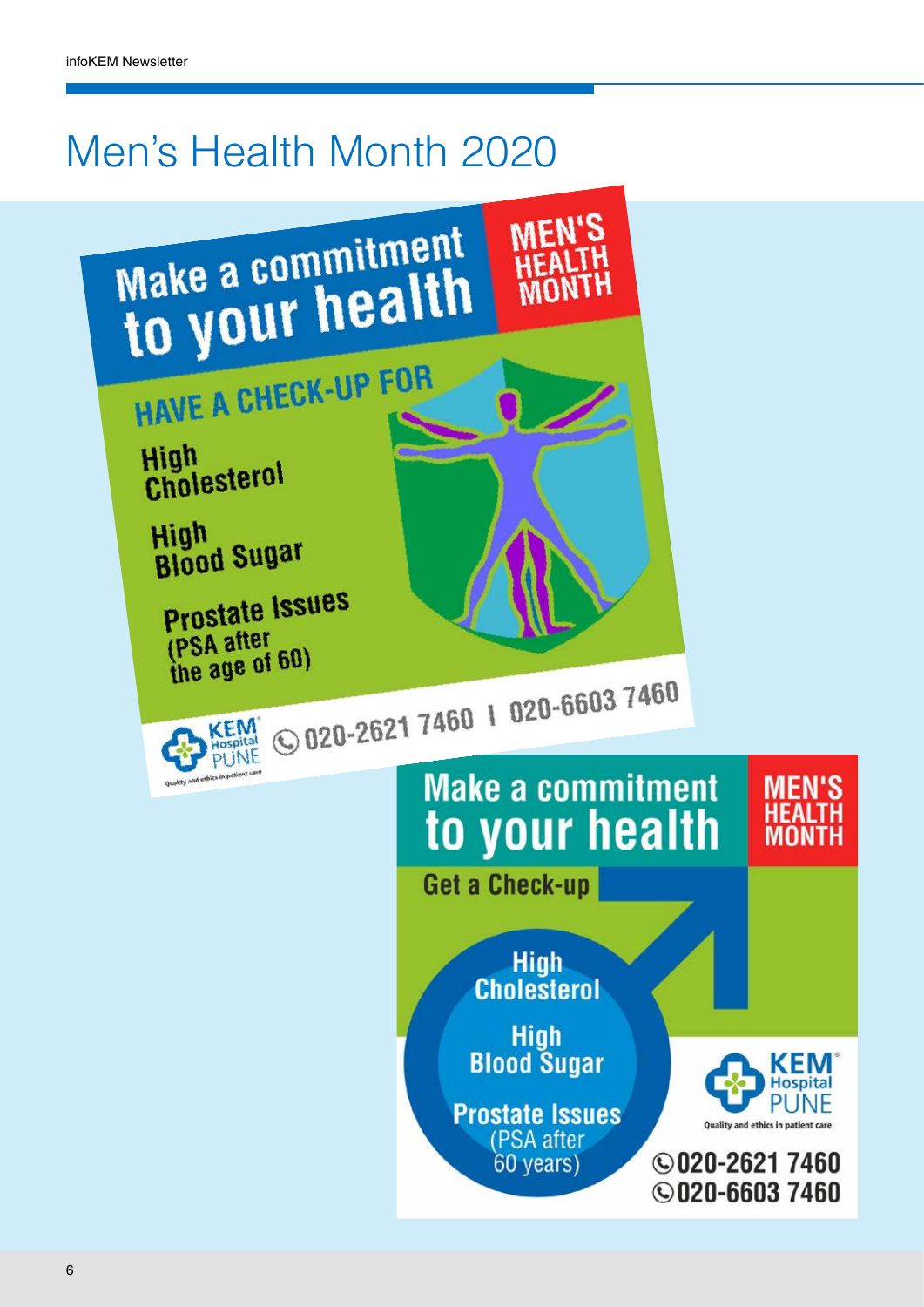# Men's Health Month 2020

Make a commitment to your health

MEN'S HEALTH MONTH

HAVE A CHECK-UP FOR

High Cholesterol

High Blood Sugar

Prostate Issues (PSA after the age of 60)

KEM Hospital PUNE
Quality and ethics in patient care

020-2621 7460 | 020-6603 7460

Make a commitment to your health

MEN'S HEALTH MONTH

Get a Check-up

High Cholesterol

High Blood Sugar

Prostate Issues (PSA after 60 years)

KEM Hospital PUNE
Quality and ethics in patient care

020-2621 7460
020-6603 7460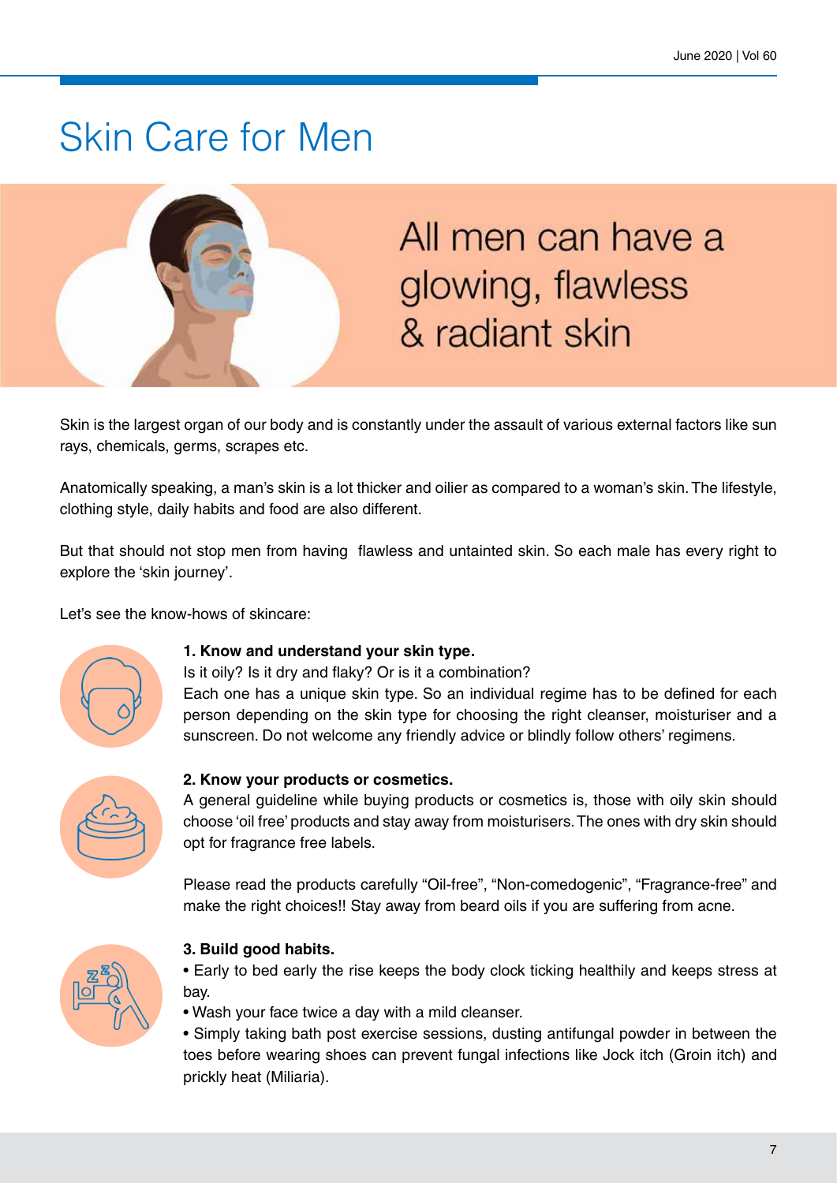# Skin Care for Men

All men can have a glowing, flawless & radiant skin

Skin is the largest organ of our body and is constantly under the assault of various external factors like sun rays, chemicals, germs, scrapes etc.

Anatomically speaking, a man's skin is a lot thicker and oilier as compared to a woman's skin. The lifestyle, clothing style, daily habits and food are also different.

But that should not stop men from having flawless and untainted skin. So each male has every right to explore the 'skin journey'.

Let's see the know-hows of skincare:

**1. Know and understand your skin type.**

Is it oily? Is it dry and flaky? Or is it a combination?

Each one has a unique skin type. So an individual regime has to be defined for each person depending on the skin type for choosing the right cleanser, moisturiser and a sunscreen. Do not welcome any friendly advice or blindly follow others' regimens.

**2. Know your products or cosmetics.**

A general guideline while buying products or cosmetics is, those with oily skin should choose 'oil free' products and stay away from moisturisers. The ones with dry skin should opt for fragrance free labels.

Please read the products carefully "Oil-free", "Non-comedogenic", "Fragrance-free" and make the right choices!! Stay away from beard oils if you are suffering from acne.

**3. Build good habits.**

- Early to bed early the rise keeps the body clock ticking healthily and keeps stress at bay.
- Wash your face twice a day with a mild cleanser.
- Simply taking bath post exercise sessions, dusting antifungal powder in between the toes before wearing shoes can prevent fungal infections like Jock itch (Groin itch) and prickly heat (Miliaria).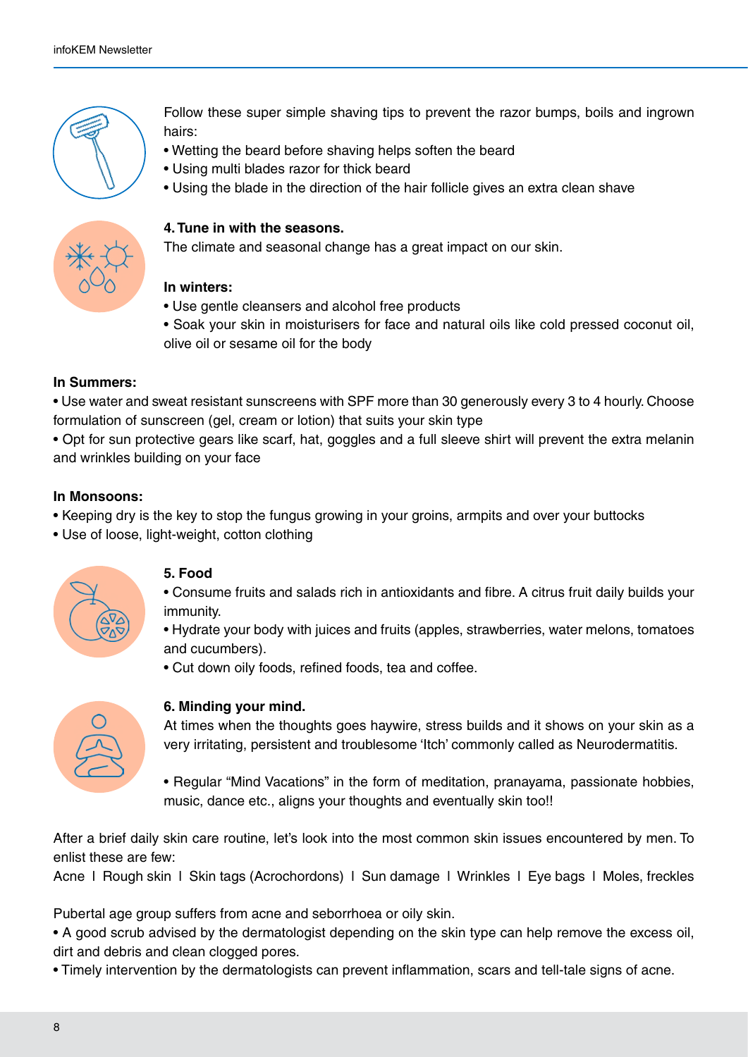Follow these super simple shaving tips to prevent the razor bumps, boils and ingrown hairs:

- Wetting the beard before shaving helps soften the beard
- Using multi blades razor for thick beard
- Using the blade in the direction of the hair follicle gives an extra clean shave

**4. Tune in with the seasons.**

The climate and seasonal change has a great impact on our skin.

**In winters:**

- Use gentle cleansers and alcohol free products
- Soak your skin in moisturisers for face and natural oils like cold pressed coconut oil, olive oil or sesame oil for the body

**In Summers:**

- Use water and sweat resistant sunscreens with SPF more than 30 generously every 3 to 4 hourly. Choose formulation of sunscreen (gel, cream or lotion) that suits your skin type
- Opt for sun protective gears like scarf, hat, goggles and a full sleeve shirt will prevent the extra melanin and wrinkles building on your face

**In Monsoons:**

- Keeping dry is the key to stop the fungus growing in your groins, armpits and over your buttocks
- Use of loose, light-weight, cotton clothing

**5. Food**

- Consume fruits and salads rich in antioxidants and fibre. A citrus fruit daily builds your immunity.
- Hydrate your body with juices and fruits (apples, strawberries, water melons, tomatoes and cucumbers).
- Cut down oily foods, refined foods, tea and coffee.

**6. Minding your mind.**

At times when the thoughts goes haywire, stress builds and it shows on your skin as a very irritating, persistent and troublesome 'Itch' commonly called as Neurodermatitis.

- Regular "Mind Vacations" in the form of meditation, pranayama, passionate hobbies, music, dance etc., aligns your thoughts and eventually skin too!!

After a brief daily skin care routine, let's look into the most common skin issues encountered by men. To enlist these are few:

Acne I Rough skin I Skin tags (Acrochordons) I Sun damage I Wrinkles I Eye bags I Moles, freckles

Pubertal age group suffers from acne and seborrhoea or oily skin.

- A good scrub advised by the dermatologist depending on the skin type can help remove the excess oil, dirt and debris and clean clogged pores.
- Timely intervention by the dermatologists can prevent inflammation, scars and tell-tale signs of acne.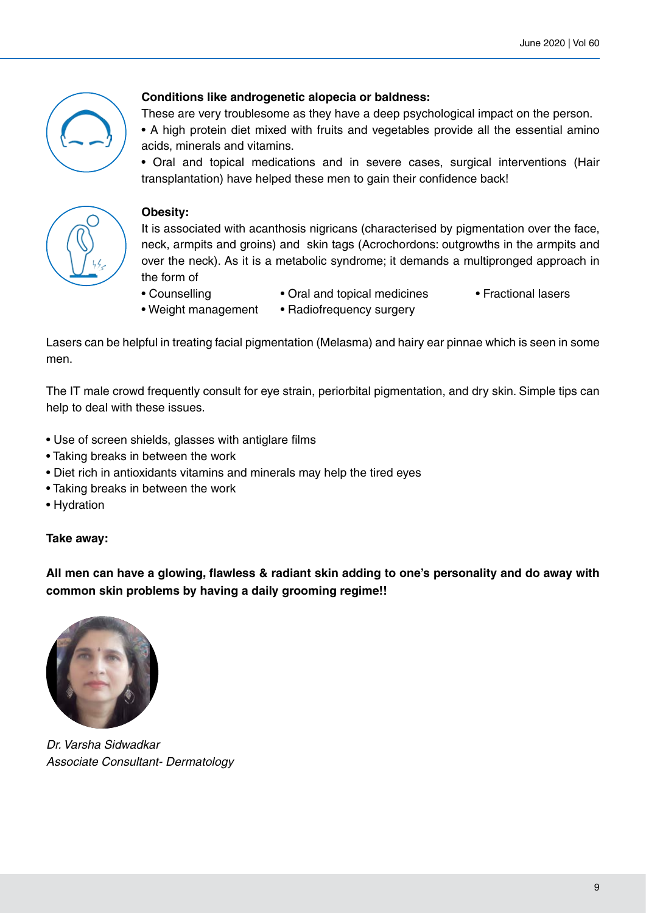**Conditions like androgenetic alopecia or baldness:**

These are very troublesome as they have a deep psychological impact on the person.

- A high protein diet mixed with fruits and vegetables provide all the essential amino acids, minerals and vitamins.
- Oral and topical medications and in severe cases, surgical interventions (Hair transplantation) have helped these men to gain their confidence back!

**Obesity:**

It is associated with acanthosis nigricans (characterised by pigmentation over the face, neck, armpits and groins) and skin tags (Acrochordons: outgrowths in the armpits and over the neck). As it is a metabolic syndrome; it demands a multipronged approach in the form of

- Counselling
- Weight management
- Oral and topical medicines
- Radiofrequency surgery
- Fractional lasers

Lasers can be helpful in treating facial pigmentation (Melasma) and hairy ear pinnae which is seen in some men.

The IT male crowd frequently consult for eye strain, periorbital pigmentation, and dry skin. Simple tips can help to deal with these issues.

- Use of screen shields, glasses with antiglare films
- Taking breaks in between the work
- Diet rich in antioxidants vitamins and minerals may help the tired eyes
- Taking breaks in between the work
- Hydration

**Take away:**

**All men can have a glowing, flawless & radiant skin adding to one's personality and do away with common skin problems by having a daily grooming regime!!**

*Dr. Varsha Sidwadkar*
*Associate Consultant- Dermatology*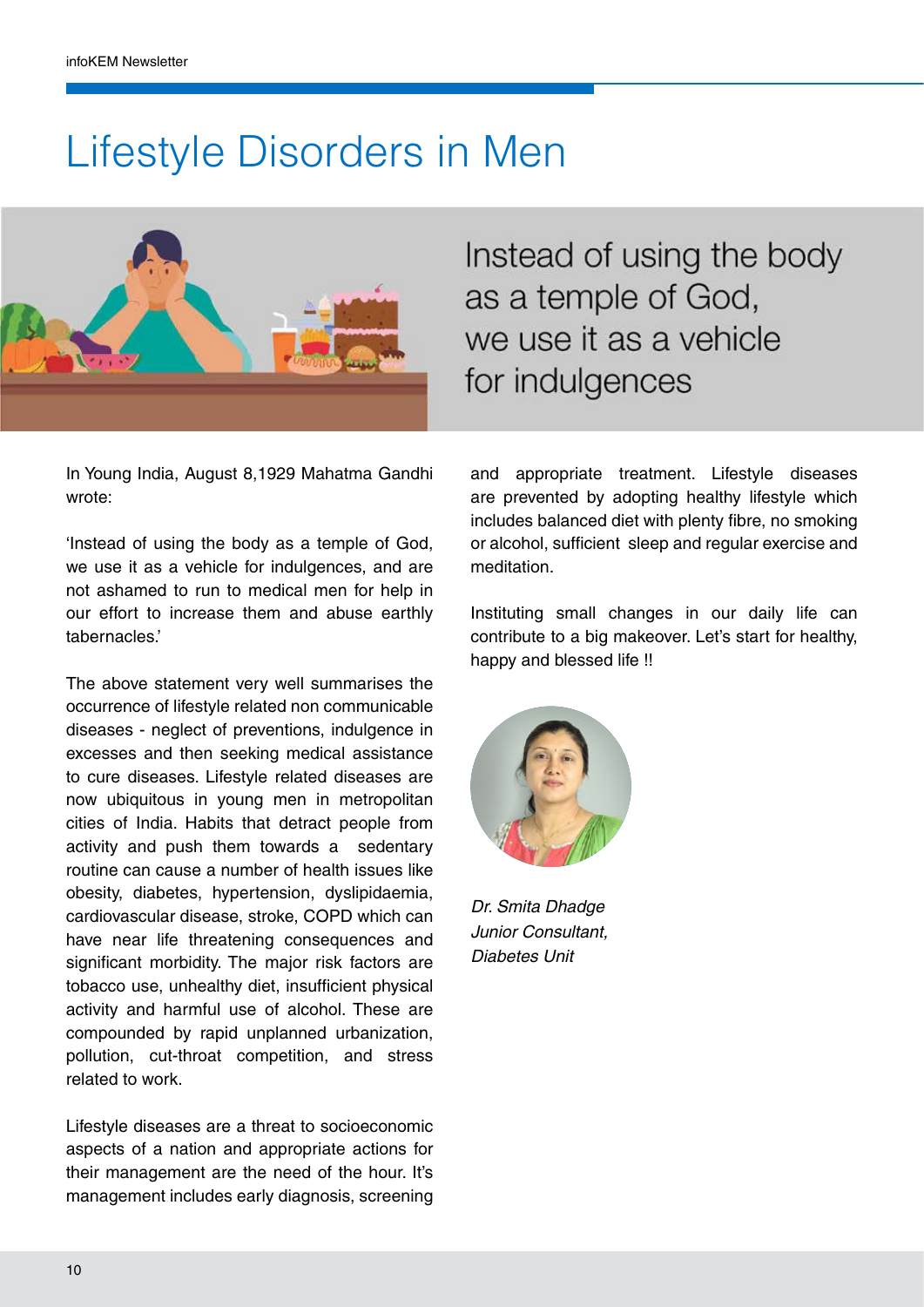# Lifestyle Disorders in Men

Instead of using the body as a temple of God, we use it as a vehicle for indulgences

In Young India, August 8,1929 Mahatma Gandhi wrote:

'Instead of using the body as a temple of God, we use it as a vehicle for indulgences, and are not ashamed to run to medical men for help in our effort to increase them and abuse earthly tabernacles.'

The above statement very well summarises the occurrence of lifestyle related non communicable diseases - neglect of preventions, indulgence in excesses and then seeking medical assistance to cure diseases. Lifestyle related diseases are now ubiquitous in young men in metropolitan cities of India. Habits that detract people from activity and push them towards a sedentary routine can cause a number of health issues like obesity, diabetes, hypertension, dyslipidaemia, cardiovascular disease, stroke, COPD which can have near life threatening consequences and significant morbidity. The major risk factors are tobacco use, unhealthy diet, insufficient physical activity and harmful use of alcohol. These are compounded by rapid unplanned urbanization, pollution, cut-throat competition, and stress related to work.

Lifestyle diseases are a threat to socioeconomic aspects of a nation and appropriate actions for their management are the need of the hour. It's management includes early diagnosis, screening and appropriate treatment. Lifestyle diseases are prevented by adopting healthy lifestyle which includes balanced diet with plenty fibre, no smoking or alcohol, sufficient sleep and regular exercise and meditation.

Instituting small changes in our daily life can contribute to a big makeover. Let's start for healthy, happy and blessed life !!

*Dr. Smita Dhadge*
*Junior Consultant,*
*Diabetes Unit*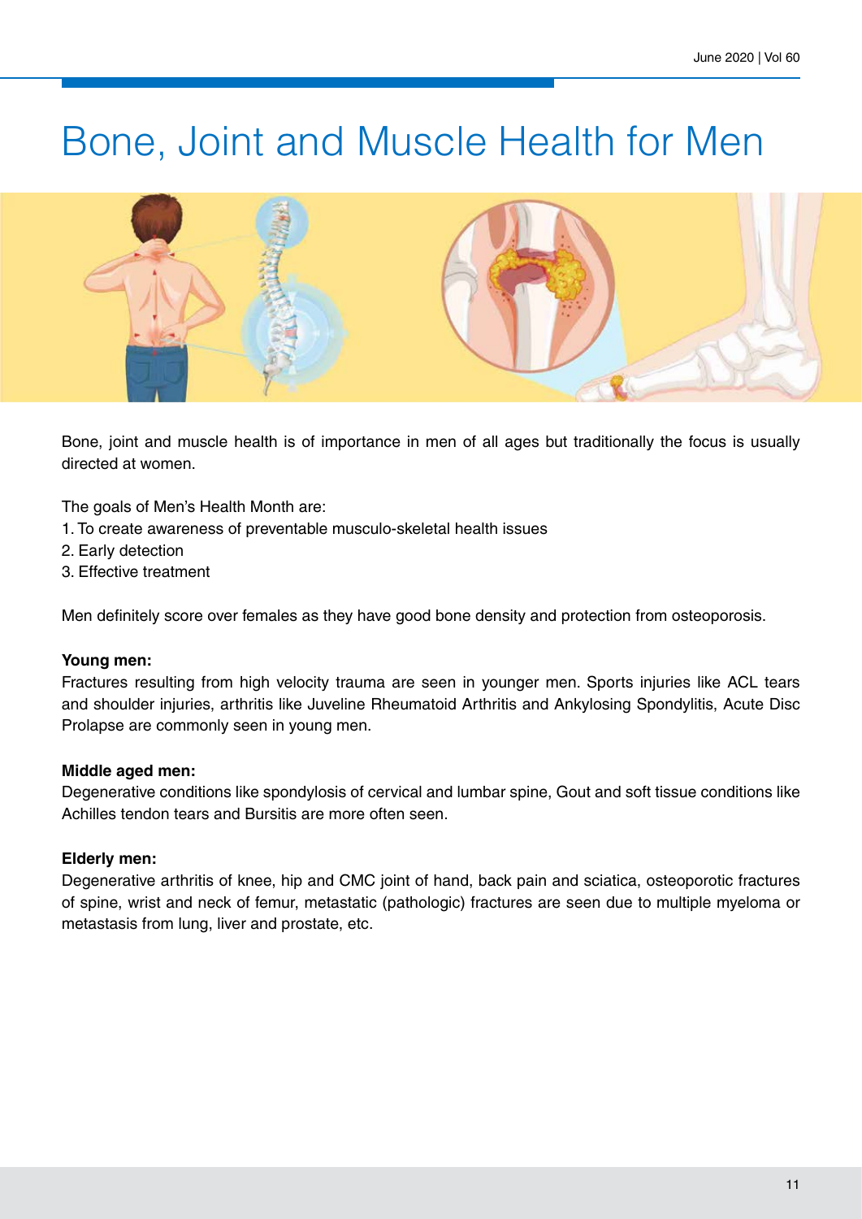# Bone, Joint and Muscle Health for Men

Bone, joint and muscle health is of importance in men of all ages but traditionally the focus is usually directed at women.

The goals of Men's Health Month are:

1. To create awareness of preventable musculo-skeletal health issues
2. Early detection
3. Effective treatment

Men definitely score over females as they have good bone density and protection from osteoporosis.

**Young men:**
Fractures resulting from high velocity trauma are seen in younger men. Sports injuries like ACL tears and shoulder injuries, arthritis like Juveline Rheumatoid Arthritis and Ankylosing Spondylitis, Acute Disc Prolapse are commonly seen in young men.

**Middle aged men:**
Degenerative conditions like spondylosis of cervical and lumbar spine, Gout and soft tissue conditions like Achilles tendon tears and Bursitis are more often seen.

**Elderly men:**
Degenerative arthritis of knee, hip and CMC joint of hand, back pain and sciatica, osteoporotic fractures of spine, wrist and neck of femur, metastatic (pathologic) fractures are seen due to multiple myeloma or metastasis from lung, liver and prostate, etc.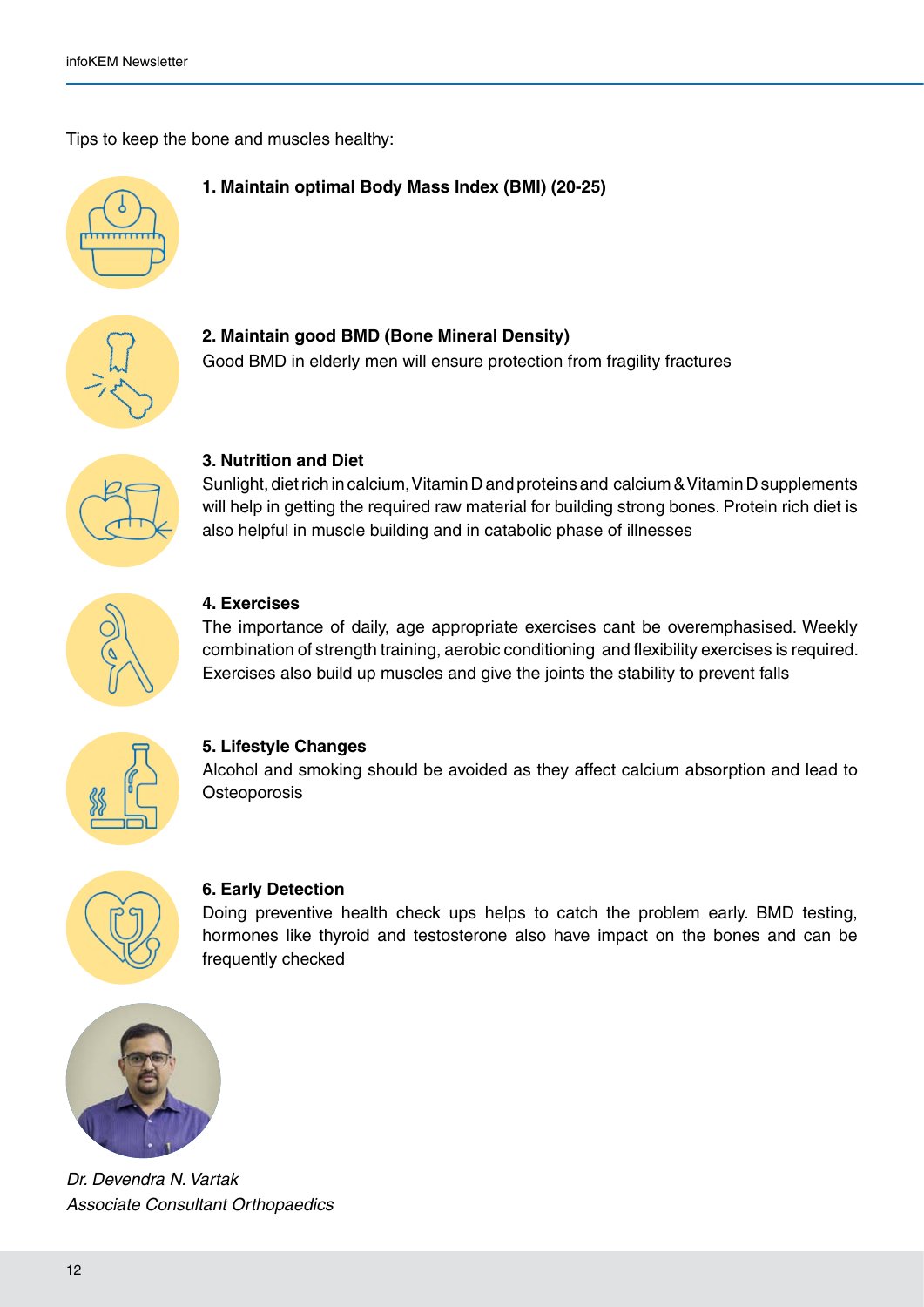Tips to keep the bone and muscles healthy:

**1. Maintain optimal Body Mass Index (BMI) (20-25)**

**2. Maintain good BMD (Bone Mineral Density)**

Good BMD in elderly men will ensure protection from fragility fractures

**3. Nutrition and Diet**

Sunlight, diet rich in calcium, Vitamin D and proteins and calcium & Vitamin D supplements will help in getting the required raw material for building strong bones. Protein rich diet is also helpful in muscle building and in catabolic phase of illnesses

**4. Exercises**

The importance of daily, age appropriate exercises cant be overemphasised. Weekly combination of strength training, aerobic conditioning and flexibility exercises is required. Exercises also build up muscles and give the joints the stability to prevent falls

**5. Lifestyle Changes**

Alcohol and smoking should be avoided as they affect calcium absorption and lead to Osteoporosis

**6. Early Detection**

Doing preventive health check ups helps to catch the problem early. BMD testing, hormones like thyroid and testosterone also have impact on the bones and can be frequently checked

*Dr. Devendra N. Vartak*
*Associate Consultant Orthopaedics*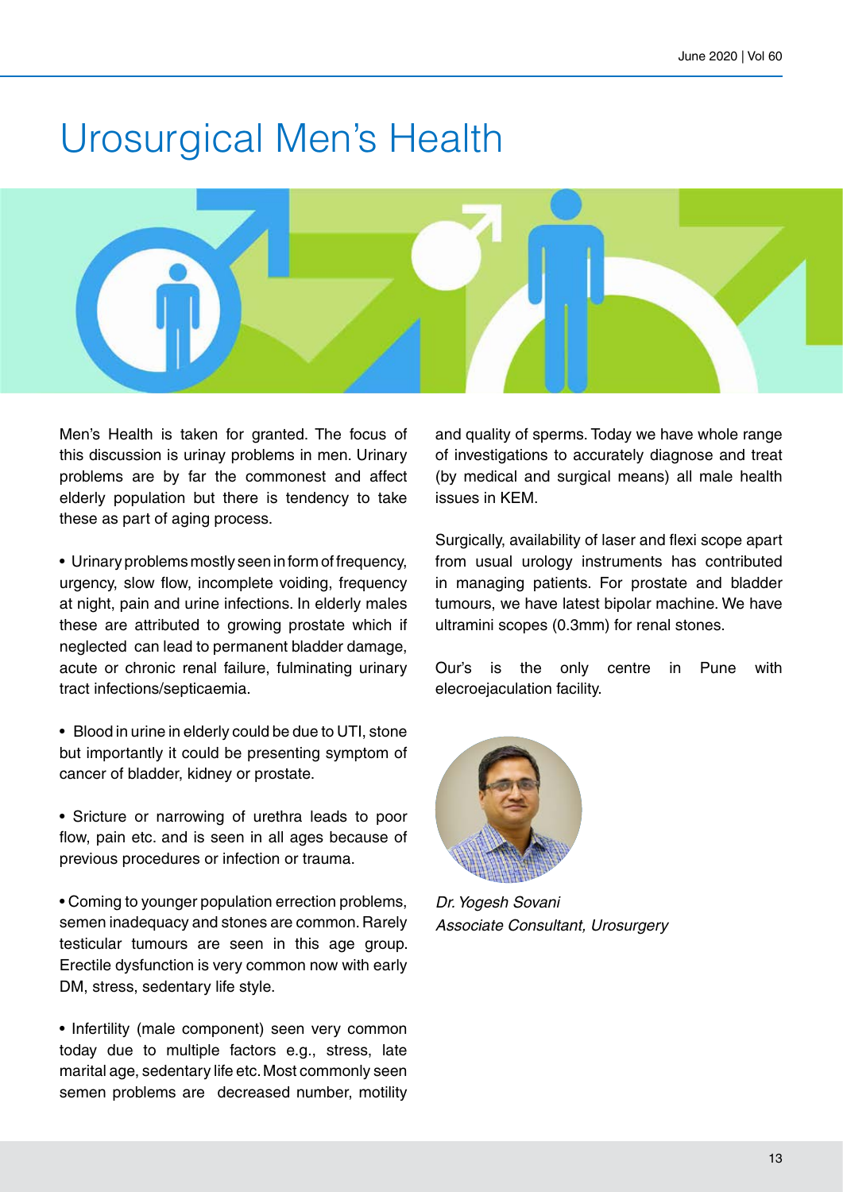# Urosurgical Men's Health

Men's Health is taken for granted. The focus of this discussion is urinay problems in men. Urinary problems are by far the commonest and affect elderly population but there is tendency to take these as part of aging process.

- Urinary problems mostly seen in form of frequency, urgency, slow flow, incomplete voiding, frequency at night, pain and urine infections. In elderly males these are attributed to growing prostate which if neglected can lead to permanent bladder damage, acute or chronic renal failure, fulminating urinary tract infections/septicaemia.

- Blood in urine in elderly could be due to UTI, stone but importantly it could be presenting symptom of cancer of bladder, kidney or prostate.

- Sricture or narrowing of urethra leads to poor flow, pain etc. and is seen in all ages because of previous procedures or infection or trauma.

- Coming to younger population errection problems, semen inadequacy and stones are common. Rarely testicular tumours are seen in this age group. Erectile dysfunction is very common now with early DM, stress, sedentary life style.

- Infertility (male component) seen very common today due to multiple factors e.g., stress, late marital age, sedentary life etc. Most commonly seen semen problems are decreased number, motility and quality of sperms. Today we have whole range of investigations to accurately diagnose and treat (by medical and surgical means) all male health issues in KEM.

Surgically, availability of laser and flexi scope apart from usual urology instruments has contributed in managing patients. For prostate and bladder tumours, we have latest bipolar machine. We have ultramini scopes (0.3mm) for renal stones.

Our's is the only centre in Pune with elecroejaculation facility.

*Dr. Yogesh Sovani*
*Associate Consultant, Urosurgery*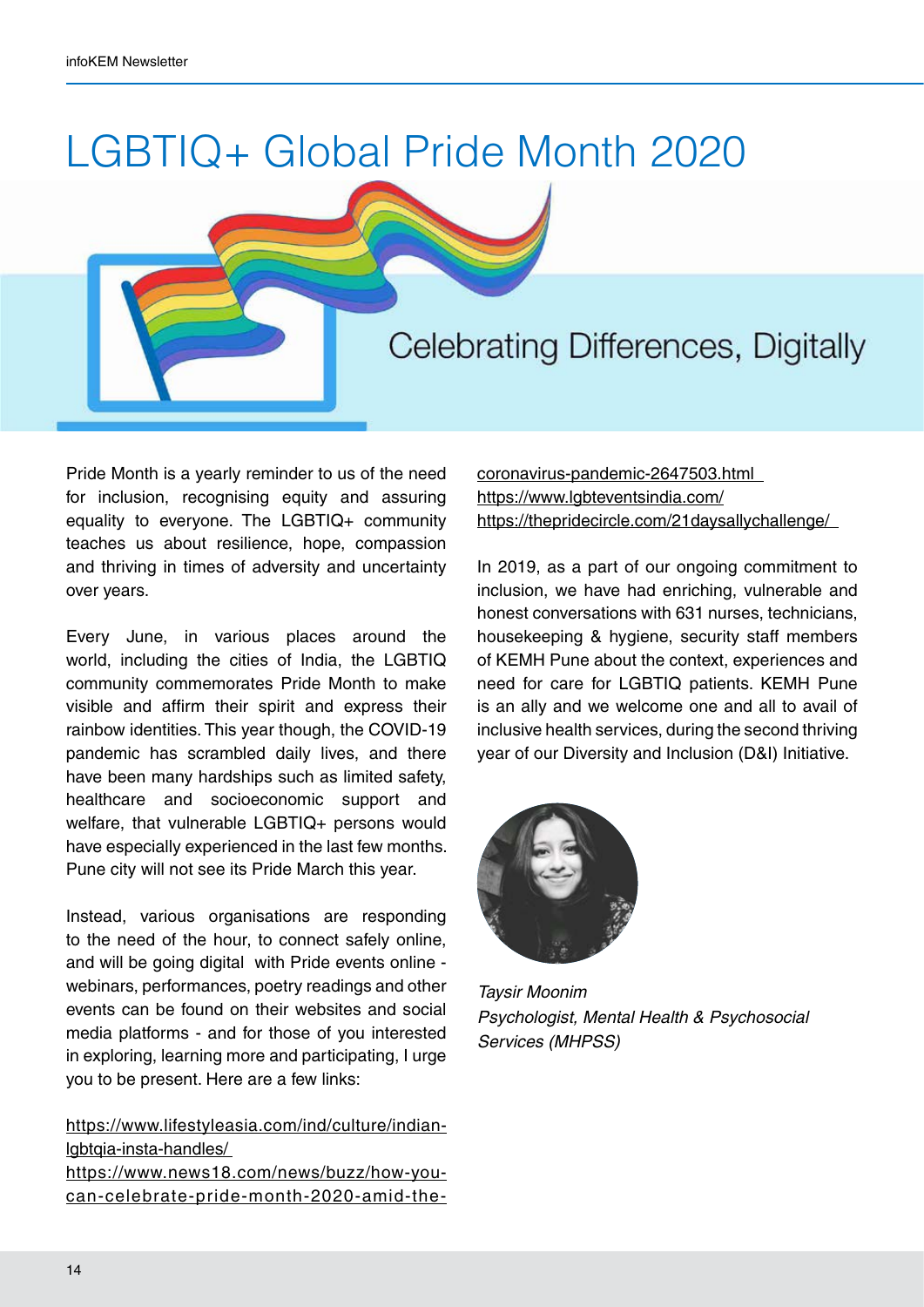# LGBTIQ+ Global Pride Month 2020

## Celebrating Differences, Digitally

Pride Month is a yearly reminder to us of the need for inclusion, recognising equity and assuring equality to everyone. The LGBTIQ+ community teaches us about resilience, hope, compassion and thriving in times of adversity and uncertainty over years.

Every June, in various places around the world, including the cities of India, the LGBTIQ community commemorates Pride Month to make visible and affirm their spirit and express their rainbow identities. This year though, the COVID-19 pandemic has scrambled daily lives, and there have been many hardships such as limited safety, healthcare and socioeconomic support and welfare, that vulnerable LGBTIQ+ persons would have especially experienced in the last few months. Pune city will not see its Pride March this year.

Instead, various organisations are responding to the need of the hour, to connect safely online, and will be going digital with Pride events online - webinars, performances, poetry readings and other events can be found on their websites and social media platforms - and for those of you interested in exploring, learning more and participating, I urge you to be present. Here are a few links:

https://www.lifestyleasia.com/ind/culture/indian-lgbtqia-insta-handles/
https://www.news18.com/news/buzz/how-you-can-celebrate-pride-month-2020-amid-the-coronavirus-pandemic-2647503.html
https://www.lgbteventsindia.com/
https://thepridecircle.com/21daysallychallenge/

In 2019, as a part of our ongoing commitment to inclusion, we have had enriching, vulnerable and honest conversations with 631 nurses, technicians, housekeeping & hygiene, security staff members of KEMH Pune about the context, experiences and need for care for LGBTIQ patients. KEMH Pune is an ally and we welcome one and all to avail of inclusive health services, during the second thriving year of our Diversity and Inclusion (D&I) Initiative.

*Taysir Moonim*
*Psychologist, Mental Health & Psychosocial Services (MHPSS)*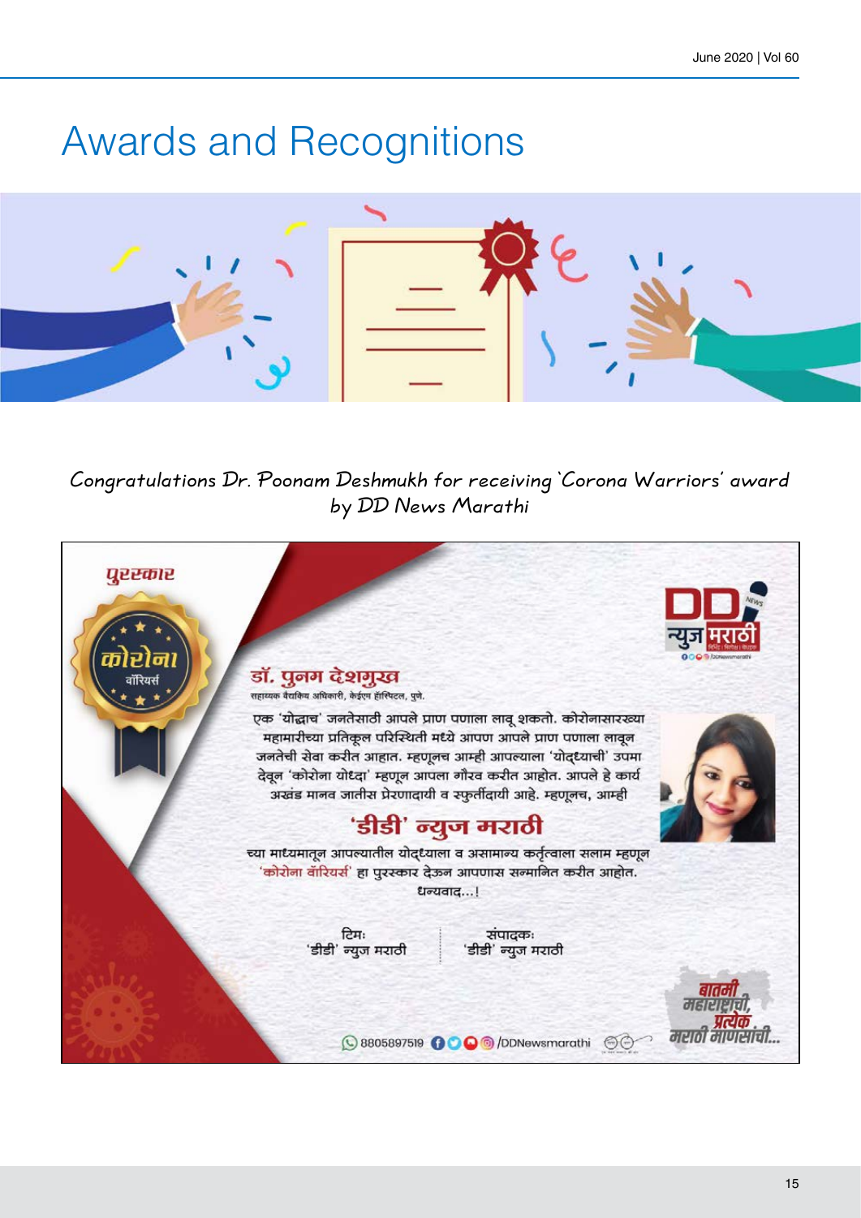# Awards and Recognitions

*Congratulations Dr. Poonam Deshmukh for receiving 'Corona Warriors' award by DD News Marathi*

पुरस्कार

कोरोना वॉरियर्स

**डॉ. पुनम देशमुख**

सहाय्यक वैद्यकिय अधिकारी, केईएम हॉस्पिटल, पुणे.

एक 'योद्धाच' जनतेसाठी आपले प्राण पणाला लावू शकतो. कोरोनासारख्या महामारीच्या प्रतिकूल परिस्थिती मध्ये आपण आपले प्राण पणाला लावून जनतेची सेवा करीत आहात. म्हणूनच आम्ही आपल्याला 'योद्ध्याची' उपमा देवून 'कोरोना योध्दा' म्हणून आपला गौरव करीत आहोत. आपले हे कार्य अखंड मानव जातीस प्रेरणादायी व स्फुर्तीदायी आहे. म्हणूनच, आम्ही

**'डीडी' न्युज मराठी**

च्या माध्यमातून आपल्यातील योद्ध्याला व असामान्य कर्तृत्वाला सलाम म्हणून 'कोरोना वॉरियर्स' हा पुरस्कार देऊन आपणास सन्मानित करीत आहोत.

धन्यवाद...!

टिमः 'डीडी' न्युज मराठी

संपादकः 'डीडी' न्युज मराठी

बातमी महाराष्ट्राची, प्रत्येक मराठी माणसांची...

8805897519 /DDNewsmarathi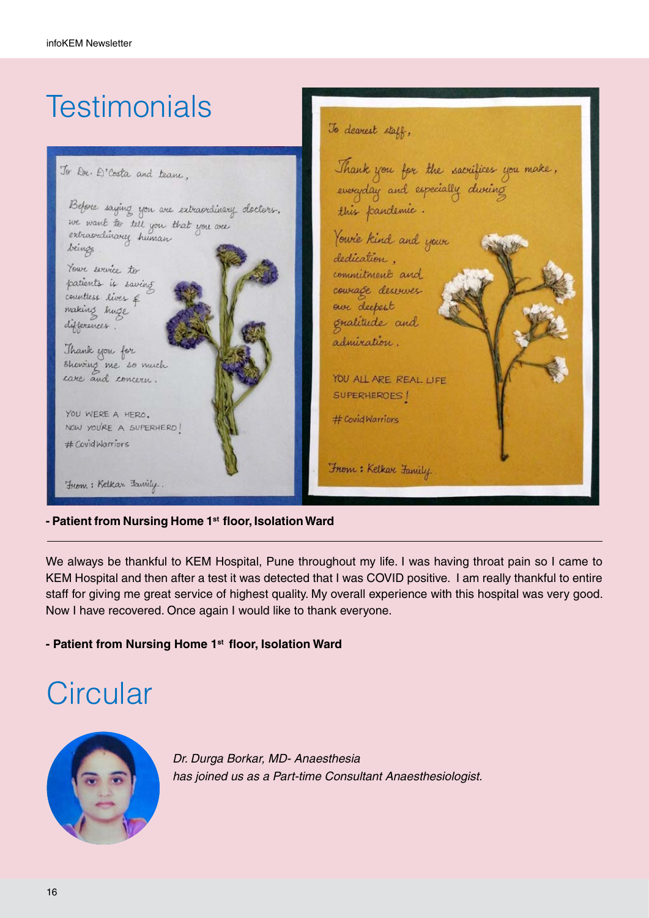# Testimonials

To Dr. D'Costa and team,

Before saying you are extraordinary doctors, we want to tell you that you are extraordinary human beings.

Your service to patients is saving countless lives & making huge differences.

Thank you for showing me so much care and concern.

YOU WERE A HERO.
NOW YOU'RE A SUPERHERO!
#CovidWarriors

From : Kelkar Family.

To dearest staff,

Thank you for the sacrifices you make, everyday and especially during this pandemic.

You're kind and your dedication, commitment and courage deserves our deepest gratitude and admiration.

YOU ALL ARE REAL LIFE SUPERHEROES!

#CovidWarriors

From : Kelkar Family

**- Patient from Nursing Home 1st floor, Isolation Ward**

---

We always be thankful to KEM Hospital, Pune throughout my life. I was having throat pain so I came to KEM Hospital and then after a test it was detected that I was COVID positive. I am really thankful to entire staff for giving me great service of highest quality. My overall experience with this hospital was very good. Now I have recovered. Once again I would like to thank everyone.

**- Patient from Nursing Home 1st floor, Isolation Ward**

# Circular

*Dr. Durga Borkar, MD- Anaesthesia*
*has joined us as a Part-time Consultant Anaesthesiologist.*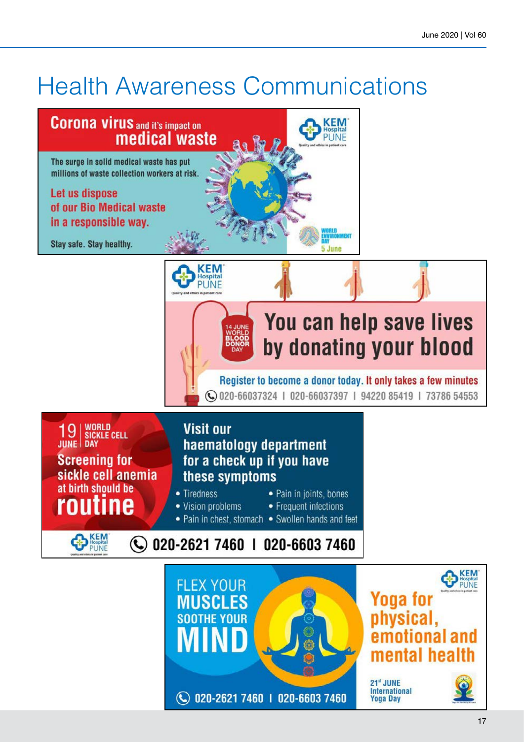# Health Awareness Communications

**Corona virus** and it's impact on **medical waste**

KEM Hospital PUNE
Quality and ethics in patient care

The surge in solid medical waste has put millions of waste collection workers at risk.

Let us dispose of our Bio Medical waste in a responsible way.

Stay safe. Stay healthy.

WORLD ENVIRONMENT DAY
5 June

---

KEM Hospital PUNE
Quality and ethics in patient care

14 JUNE WORLD BLOOD DONOR DAY

**You can help save lives by donating your blood**

Register to become a donor today. It only takes a few minutes

020-66037324 | 020-66037397 | 94220 85419 | 73786 54553

---

19 JUNE | WORLD SICKLE CELL DAY

**Screening for sickle cell anemia at birth should be routine**

**Visit our haematology department for a check up if you have these symptoms**

- Tiredness
- Vision problems
- Pain in chest, stomach
- Pain in joints, bones
- Frequent infections
- Swollen hands and feet

KEM Hospital PUNE
Quality and ethics in patient care

020-2621 7460 | 020-6603 7460

---

FLEX YOUR **MUSCLES**
SOOTHE YOUR **MIND**

KEM Hospital PUNE
Quality and ethics in patient care

**Yoga for physical, emotional and mental health**

21st JUNE
International Yoga Day

020-2621 7460 | 020-6603 7460